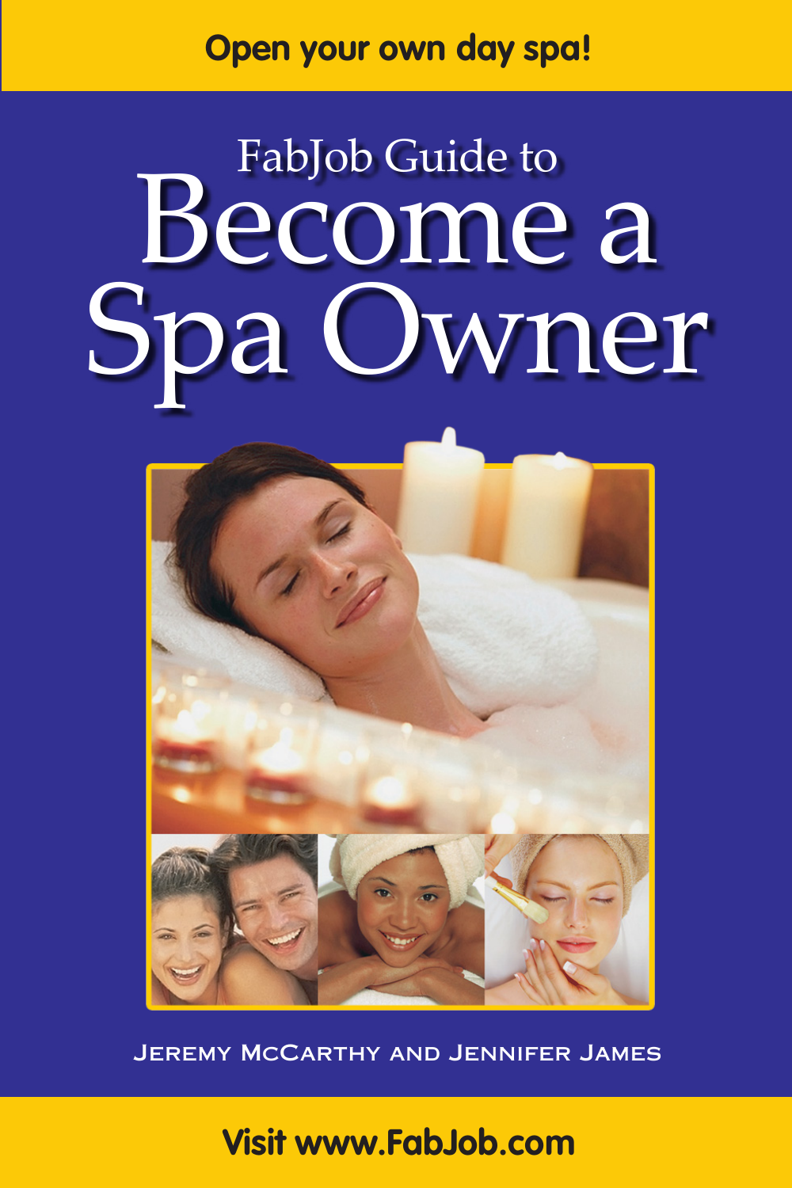Open your own day spa!

FabJob Guide to

# Become a Spa Owner

Jeremy McCarthy and Jennifer James

Visit www.FabJob.com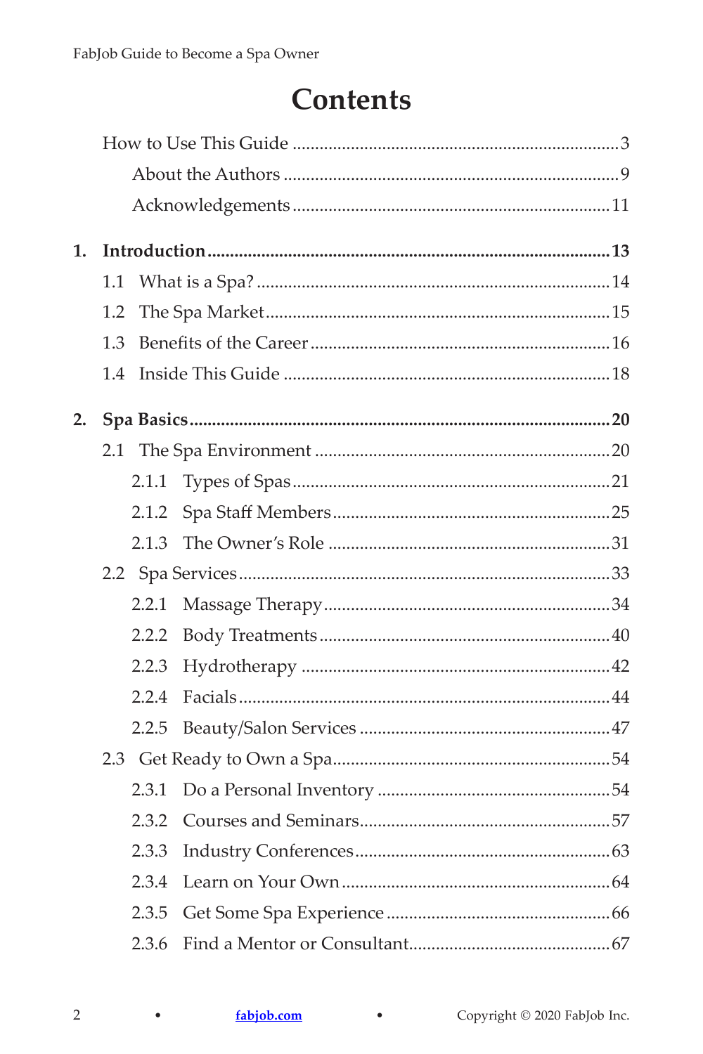# Contents

How to Use This Guide ........................................................................3

- About the Authors ........................................................................9
- Acknowledgements ........................................................................11

**1. Introduction ........................................................................13**

- 1.1 What is a Spa? ........................................................................14
- 1.2 The Spa Market ........................................................................15
- 1.3 Benefits of the Career ........................................................................16
- 1.4 Inside This Guide ........................................................................18

**2. Spa Basics ........................................................................20**

- 2.1 The Spa Environment ........................................................................20
  - 2.1.1 Types of Spas ........................................................................21
  - 2.1.2 Spa Staff Members ........................................................................25
  - 2.1.3 The Owner's Role ........................................................................31
- 2.2 Spa Services ........................................................................33
  - 2.2.1 Massage Therapy ........................................................................34
  - 2.2.2 Body Treatments ........................................................................40
  - 2.2.3 Hydrotherapy ........................................................................42
  - 2.2.4 Facials ........................................................................44
  - 2.2.5 Beauty/Salon Services ........................................................................47
- 2.3 Get Ready to Own a Spa ........................................................................54
  - 2.3.1 Do a Personal Inventory ........................................................................54
  - 2.3.2 Courses and Seminars ........................................................................57
  - 2.3.3 Industry Conferences ........................................................................63
  - 2.3.4 Learn on Your Own ........................................................................64
  - 2.3.5 Get Some Spa Experience ........................................................................66
  - 2.3.6 Find a Mentor or Consultant ........................................................................67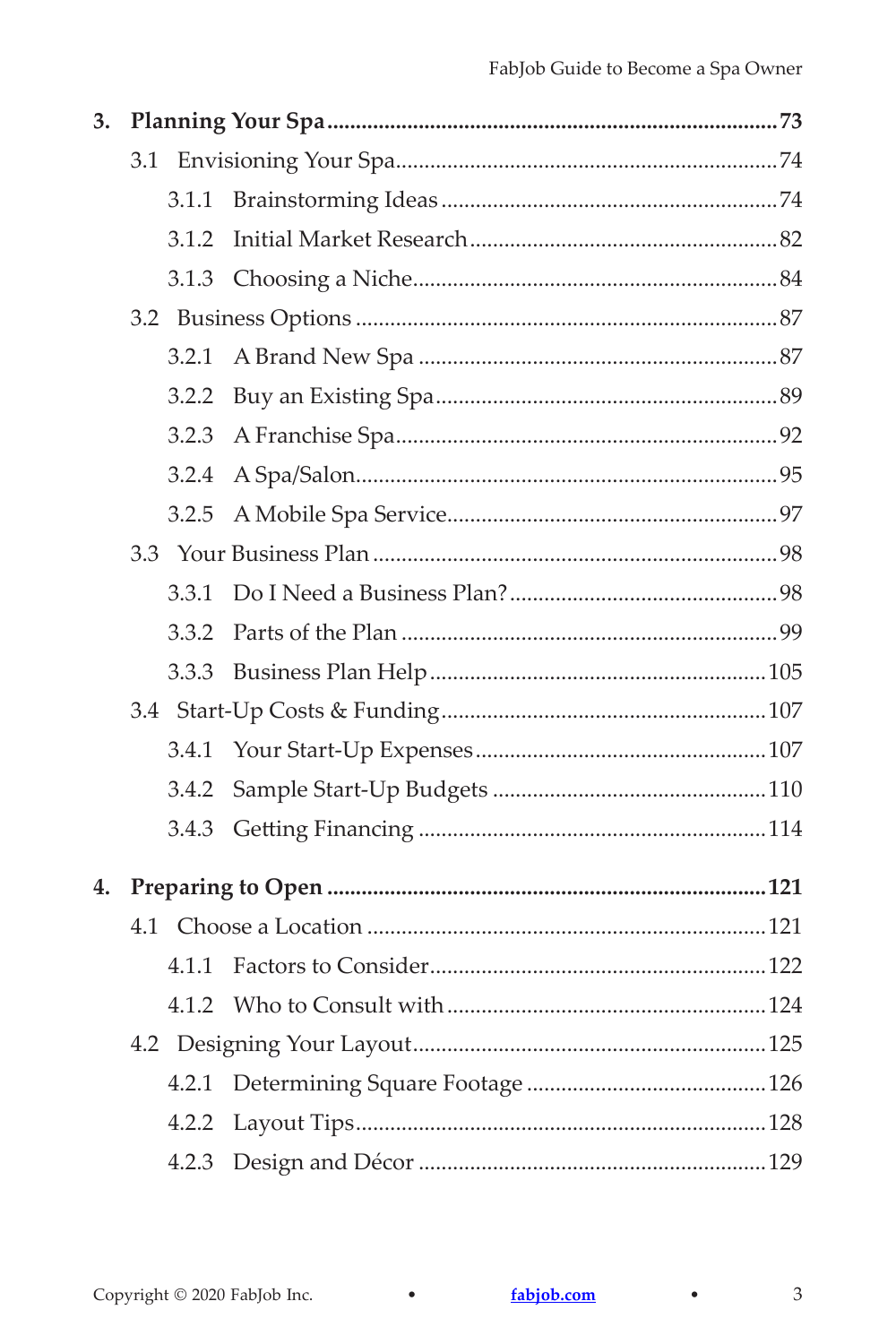**3. Planning Your Spa ........ 73**

- 3.1 Envisioning Your Spa ........ 74
  - 3.1.1 Brainstorming Ideas ........ 74
  - 3.1.2 Initial Market Research ........ 82
  - 3.1.3 Choosing a Niche ........ 84
- 3.2 Business Options ........ 87
  - 3.2.1 A Brand New Spa ........ 87
  - 3.2.2 Buy an Existing Spa ........ 89
  - 3.2.3 A Franchise Spa ........ 92
  - 3.2.4 A Spa/Salon ........ 95
  - 3.2.5 A Mobile Spa Service ........ 97
- 3.3 Your Business Plan ........ 98
  - 3.3.1 Do I Need a Business Plan? ........ 98
  - 3.3.2 Parts of the Plan ........ 99
  - 3.3.3 Business Plan Help ........ 105
- 3.4 Start-Up Costs & Funding ........ 107
  - 3.4.1 Your Start-Up Expenses ........ 107
  - 3.4.2 Sample Start-Up Budgets ........ 110
  - 3.4.3 Getting Financing ........ 114

**4. Preparing to Open ........ 121**

- 4.1 Choose a Location ........ 121
  - 4.1.1 Factors to Consider ........ 122
  - 4.1.2 Who to Consult with ........ 124
- 4.2 Designing Your Layout ........ 125
  - 4.2.1 Determining Square Footage ........ 126
  - 4.2.2 Layout Tips ........ 128
  - 4.2.3 Design and Décor ........ 129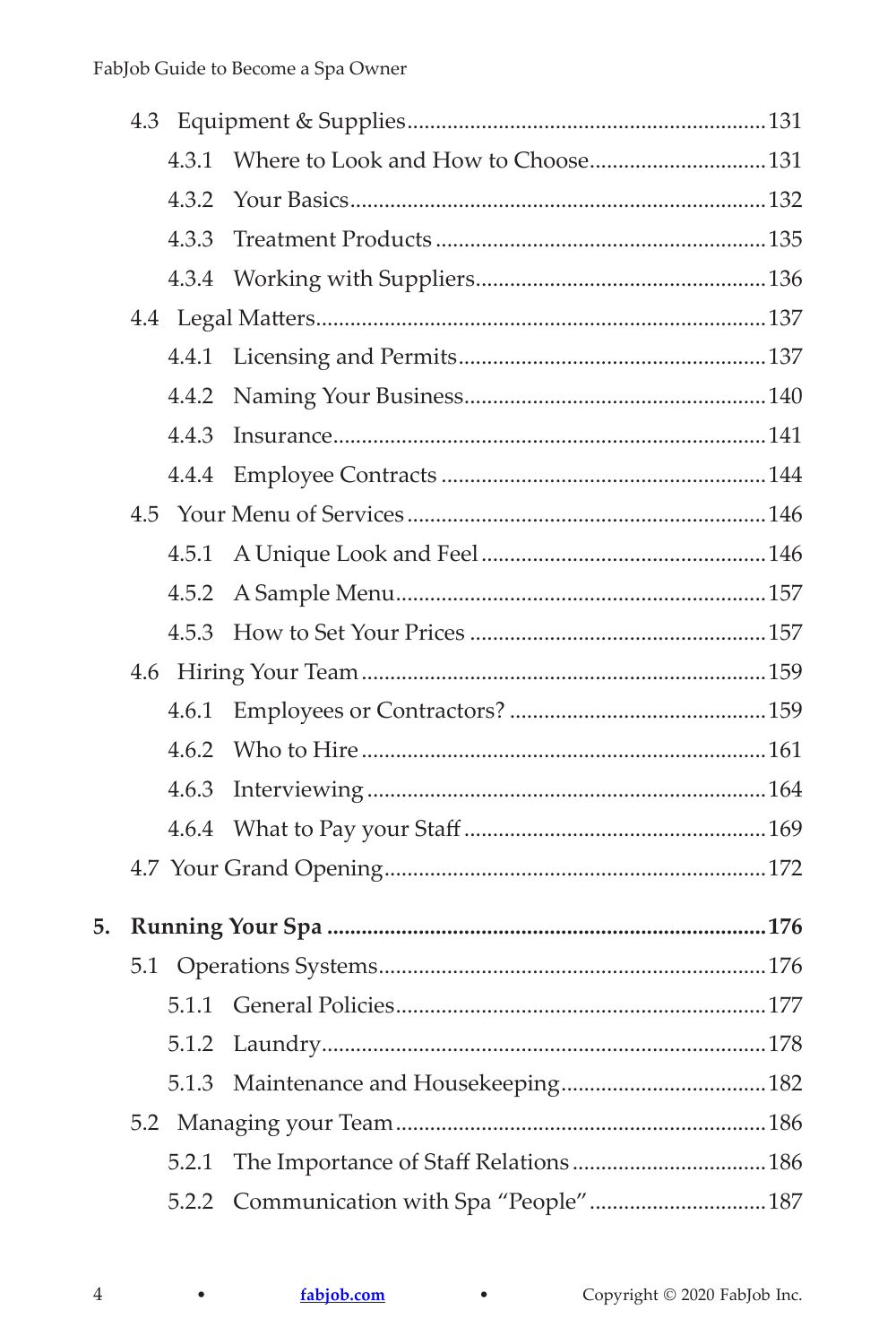- 4.3 Equipment & Supplies ..... 131
  - 4.3.1 Where to Look and How to Choose ..... 131
  - 4.3.2 Your Basics ..... 132
  - 4.3.3 Treatment Products ..... 135
  - 4.3.4 Working with Suppliers ..... 136
- 4.4 Legal Matters ..... 137
  - 4.4.1 Licensing and Permits ..... 137
  - 4.4.2 Naming Your Business ..... 140
  - 4.4.3 Insurance ..... 141
  - 4.4.4 Employee Contracts ..... 144
- 4.5 Your Menu of Services ..... 146
  - 4.5.1 A Unique Look and Feel ..... 146
  - 4.5.2 A Sample Menu ..... 157
  - 4.5.3 How to Set Your Prices ..... 157
- 4.6 Hiring Your Team ..... 159
  - 4.6.1 Employees or Contractors? ..... 159
  - 4.6.2 Who to Hire ..... 161
  - 4.6.3 Interviewing ..... 164
  - 4.6.4 What to Pay your Staff ..... 169
- 4.7 Your Grand Opening ..... 172

**5. Running Your Spa ..... 176**

- 5.1 Operations Systems ..... 176
  - 5.1.1 General Policies ..... 177
  - 5.1.2 Laundry ..... 178
  - 5.1.3 Maintenance and Housekeeping ..... 182
- 5.2 Managing your Team ..... 186
  - 5.2.1 The Importance of Staff Relations ..... 186
  - 5.2.2 Communication with Spa "People" ..... 187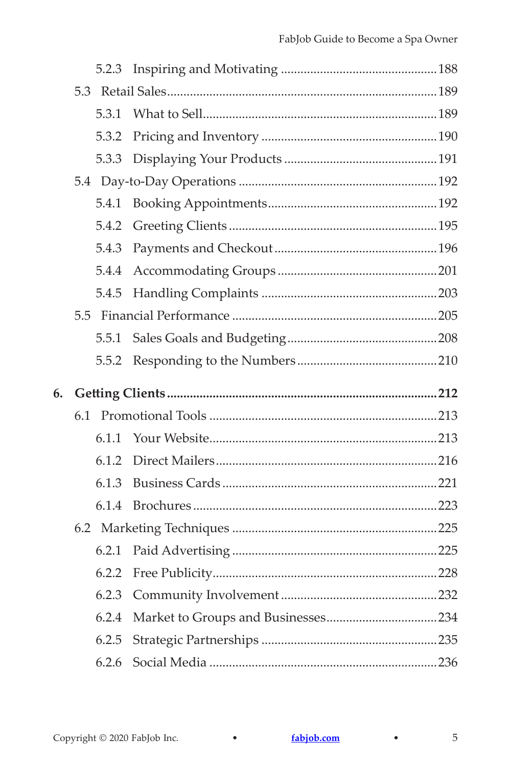- 5.2.3 Inspiring and Motivating ... 188
- 5.3 Retail Sales ... 189
  - 5.3.1 What to Sell ... 189
  - 5.3.2 Pricing and Inventory ... 190
  - 5.3.3 Displaying Your Products ... 191
- 5.4 Day-to-Day Operations ... 192
  - 5.4.1 Booking Appointments ... 192
  - 5.4.2 Greeting Clients ... 195
  - 5.4.3 Payments and Checkout ... 196
  - 5.4.4 Accommodating Groups ... 201
  - 5.4.5 Handling Complaints ... 203
- 5.5 Financial Performance ... 205
  - 5.5.1 Sales Goals and Budgeting ... 208
  - 5.5.2 Responding to the Numbers ... 210

**6. Getting Clients ... 212**

- 6.1 Promotional Tools ... 213
  - 6.1.1 Your Website ... 213
  - 6.1.2 Direct Mailers ... 216
  - 6.1.3 Business Cards ... 221
  - 6.1.4 Brochures ... 223
- 6.2 Marketing Techniques ... 225
  - 6.2.1 Paid Advertising ... 225
  - 6.2.2 Free Publicity ... 228
  - 6.2.3 Community Involvement ... 232
  - 6.2.4 Market to Groups and Businesses ... 234
  - 6.2.5 Strategic Partnerships ... 235
  - 6.2.6 Social Media ... 236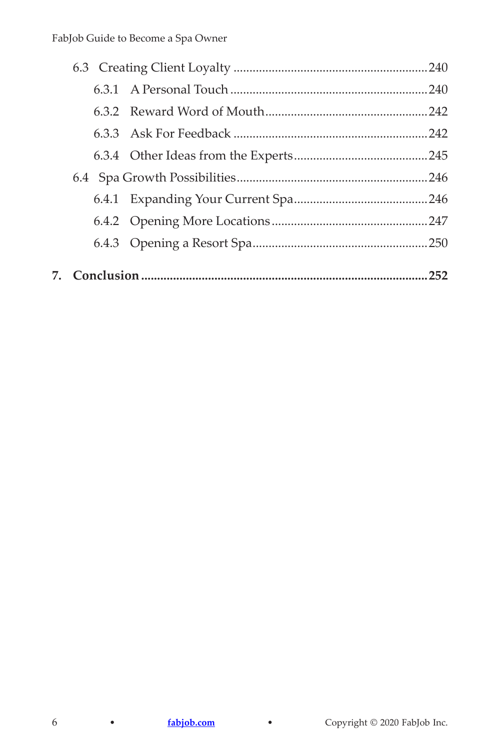- 6.3 Creating Client Loyalty ........ 240
  - 6.3.1 A Personal Touch ........ 240
  - 6.3.2 Reward Word of Mouth ........ 242
  - 6.3.3 Ask For Feedback ........ 242
  - 6.3.4 Other Ideas from the Experts ........ 245
- 6.4 Spa Growth Possibilities ........ 246
  - 6.4.1 Expanding Your Current Spa ........ 246
  - 6.4.2 Opening More Locations ........ 247
  - 6.4.3 Opening a Resort Spa ........ 250

**7. Conclusion ........ 252**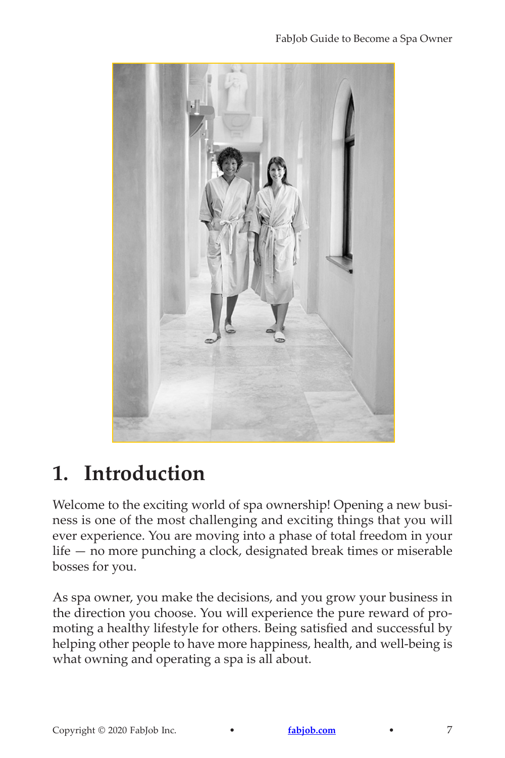# 1. Introduction

Welcome to the exciting world of spa ownership! Opening a new business is one of the most challenging and exciting things that you will ever experience. You are moving into a phase of total freedom in your life — no more punching a clock, designated break times or miserable bosses for you.

As spa owner, you make the decisions, and you grow your business in the direction you choose. You will experience the pure reward of promoting a healthy lifestyle for others. Being satisfied and successful by helping other people to have more happiness, health, and well-being is what owning and operating a spa is all about.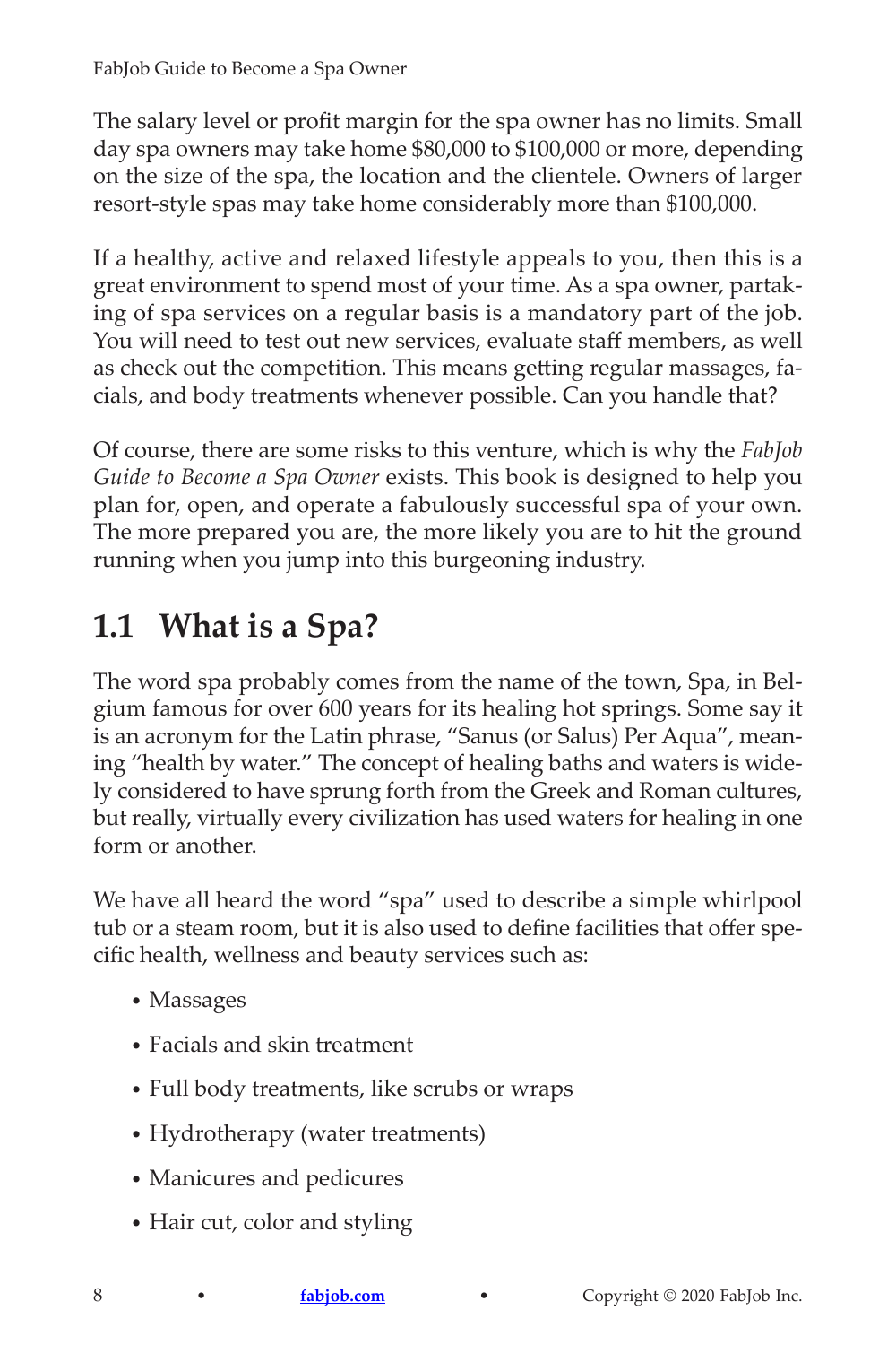The salary level or profit margin for the spa owner has no limits. Small day spa owners may take home $80,000 to $100,000 or more, depending on the size of the spa, the location and the clientele. Owners of larger resort-style spas may take home considerably more than $100,000.

If a healthy, active and relaxed lifestyle appeals to you, then this is a great environment to spend most of your time. As a spa owner, partaking of spa services on a regular basis is a mandatory part of the job. You will need to test out new services, evaluate staff members, as well as check out the competition. This means getting regular massages, facials, and body treatments whenever possible. Can you handle that?

Of course, there are some risks to this venture, which is why the *FabJob Guide to Become a Spa Owner* exists. This book is designed to help you plan for, open, and operate a fabulously successful spa of your own. The more prepared you are, the more likely you are to hit the ground running when you jump into this burgeoning industry.

## 1.1 What is a Spa?

The word spa probably comes from the name of the town, Spa, in Belgium famous for over 600 years for its healing hot springs. Some say it is an acronym for the Latin phrase, "Sanus (or Salus) Per Aqua", meaning "health by water." The concept of healing baths and waters is widely considered to have sprung forth from the Greek and Roman cultures, but really, virtually every civilization has used waters for healing in one form or another.

We have all heard the word "spa" used to describe a simple whirlpool tub or a steam room, but it is also used to define facilities that offer specific health, wellness and beauty services such as:

- Massages
- Facials and skin treatment
- Full body treatments, like scrubs or wraps
- Hydrotherapy (water treatments)
- Manicures and pedicures
- Hair cut, color and styling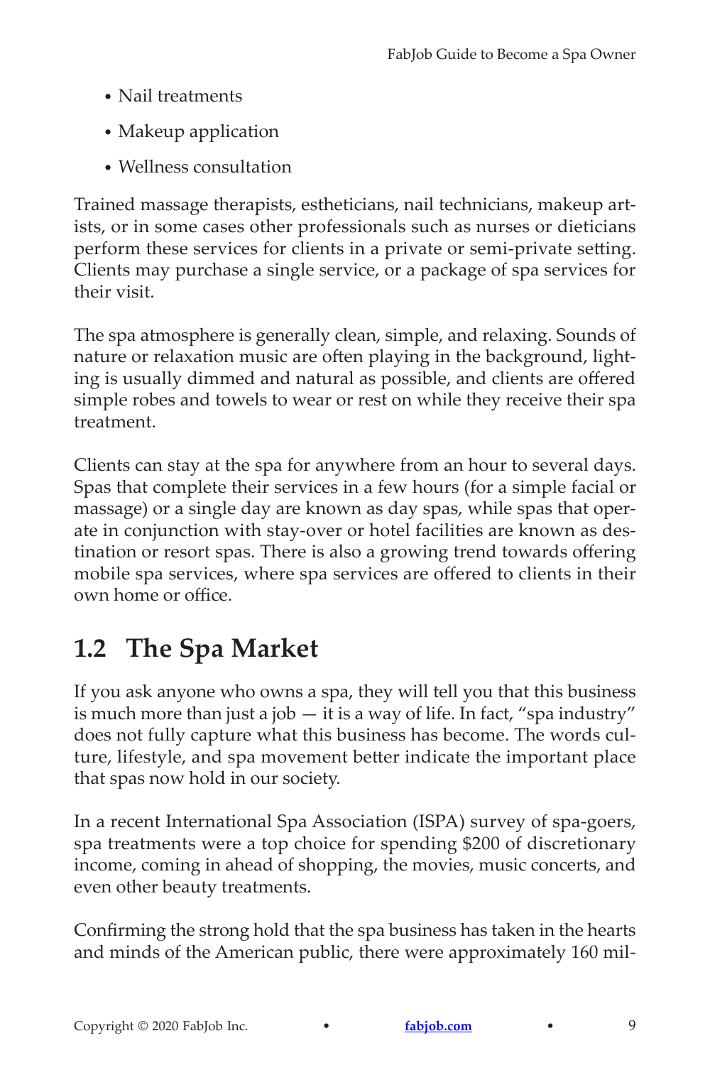- Nail treatments
- Makeup application
- Wellness consultation

Trained massage therapists, estheticians, nail technicians, makeup artists, or in some cases other professionals such as nurses or dieticians perform these services for clients in a private or semi-private setting. Clients may purchase a single service, or a package of spa services for their visit.

The spa atmosphere is generally clean, simple, and relaxing. Sounds of nature or relaxation music are often playing in the background, lighting is usually dimmed and natural as possible, and clients are offered simple robes and towels to wear or rest on while they receive their spa treatment.

Clients can stay at the spa for anywhere from an hour to several days. Spas that complete their services in a few hours (for a simple facial or massage) or a single day are known as day spas, while spas that operate in conjunction with stay-over or hotel facilities are known as destination or resort spas. There is also a growing trend towards offering mobile spa services, where spa services are offered to clients in their own home or office.

## 1.2 The Spa Market

If you ask anyone who owns a spa, they will tell you that this business is much more than just a job — it is a way of life. In fact, "spa industry" does not fully capture what this business has become. The words culture, lifestyle, and spa movement better indicate the important place that spas now hold in our society.

In a recent International Spa Association (ISPA) survey of spa-goers, spa treatments were a top choice for spending $200 of discretionary income, coming in ahead of shopping, the movies, music concerts, and even other beauty treatments.

Confirming the strong hold that the spa business has taken in the hearts and minds of the American public, there were approximately 160 mil-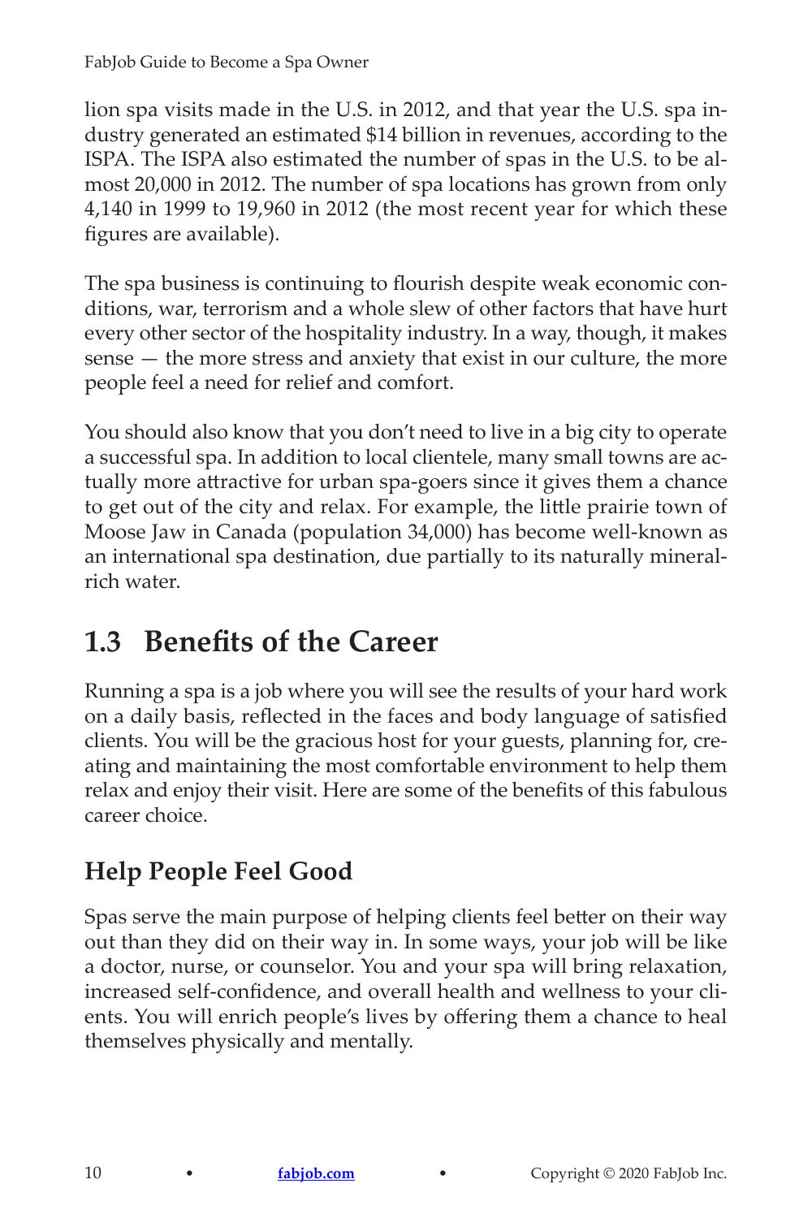lion spa visits made in the U.S. in 2012, and that year the U.S. spa industry generated an estimated $14 billion in revenues, according to the ISPA. The ISPA also estimated the number of spas in the U.S. to be almost 20,000 in 2012. The number of spa locations has grown from only 4,140 in 1999 to 19,960 in 2012 (the most recent year for which these figures are available).

The spa business is continuing to flourish despite weak economic conditions, war, terrorism and a whole slew of other factors that have hurt every other sector of the hospitality industry. In a way, though, it makes sense — the more stress and anxiety that exist in our culture, the more people feel a need for relief and comfort.

You should also know that you don't need to live in a big city to operate a successful spa. In addition to local clientele, many small towns are actually more attractive for urban spa-goers since it gives them a chance to get out of the city and relax. For example, the little prairie town of Moose Jaw in Canada (population 34,000) has become well-known as an international spa destination, due partially to its naturally mineral-rich water.

## 1.3 Benefits of the Career

Running a spa is a job where you will see the results of your hard work on a daily basis, reflected in the faces and body language of satisfied clients. You will be the gracious host for your guests, planning for, creating and maintaining the most comfortable environment to help them relax and enjoy their visit. Here are some of the benefits of this fabulous career choice.

### Help People Feel Good

Spas serve the main purpose of helping clients feel better on their way out than they did on their way in. In some ways, your job will be like a doctor, nurse, or counselor. You and your spa will bring relaxation, increased self-confidence, and overall health and wellness to your clients. You will enrich people's lives by offering them a chance to heal themselves physically and mentally.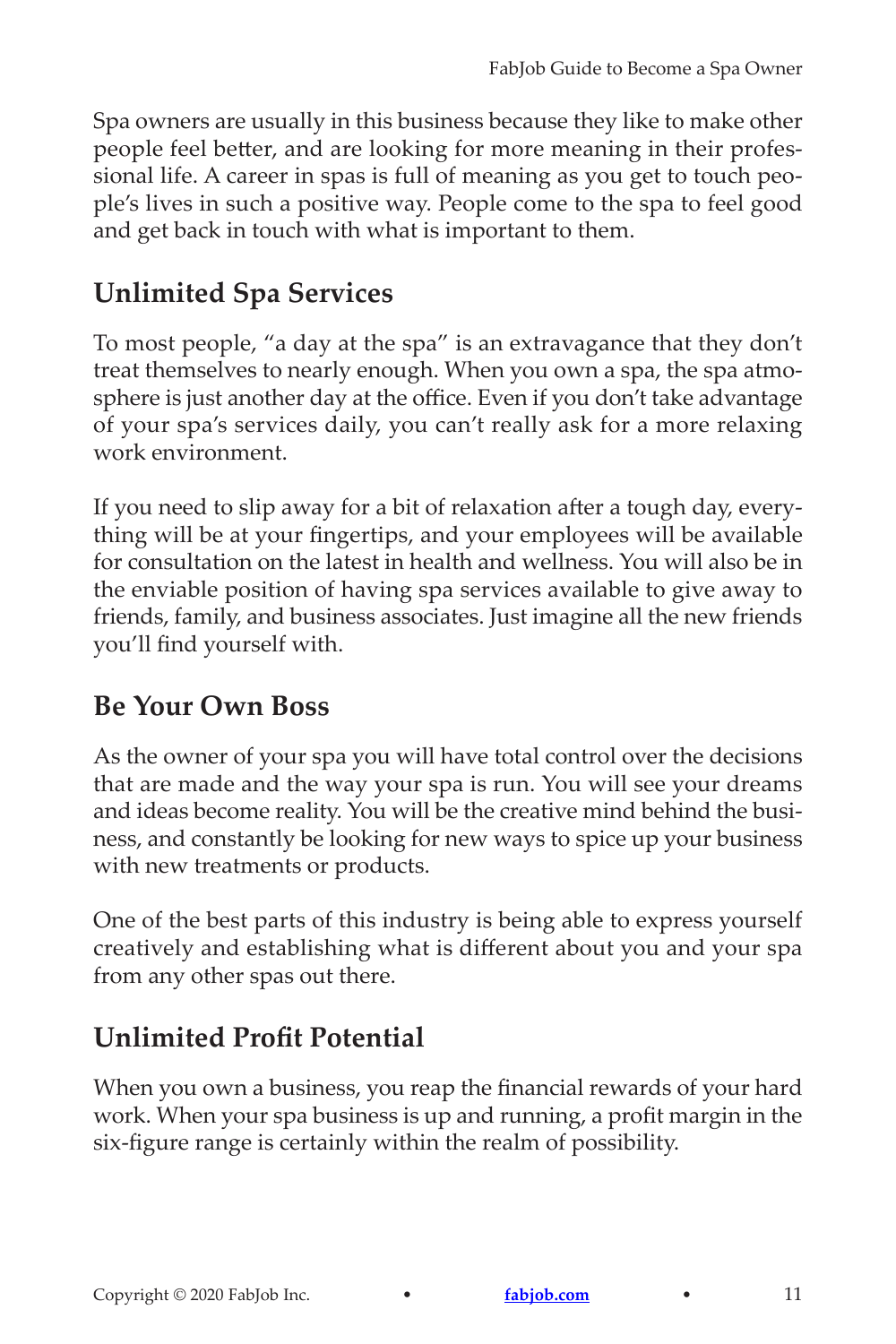Spa owners are usually in this business because they like to make other people feel better, and are looking for more meaning in their professional life. A career in spas is full of meaning as you get to touch people's lives in such a positive way. People come to the spa to feel good and get back in touch with what is important to them.

## Unlimited Spa Services

To most people, "a day at the spa" is an extravagance that they don't treat themselves to nearly enough. When you own a spa, the spa atmosphere is just another day at the office. Even if you don't take advantage of your spa's services daily, you can't really ask for a more relaxing work environment.

If you need to slip away for a bit of relaxation after a tough day, everything will be at your fingertips, and your employees will be available for consultation on the latest in health and wellness. You will also be in the enviable position of having spa services available to give away to friends, family, and business associates. Just imagine all the new friends you'll find yourself with.

## Be Your Own Boss

As the owner of your spa you will have total control over the decisions that are made and the way your spa is run. You will see your dreams and ideas become reality. You will be the creative mind behind the business, and constantly be looking for new ways to spice up your business with new treatments or products.

One of the best parts of this industry is being able to express yourself creatively and establishing what is different about you and your spa from any other spas out there.

## Unlimited Profit Potential

When you own a business, you reap the financial rewards of your hard work. When your spa business is up and running, a profit margin in the six-figure range is certainly within the realm of possibility.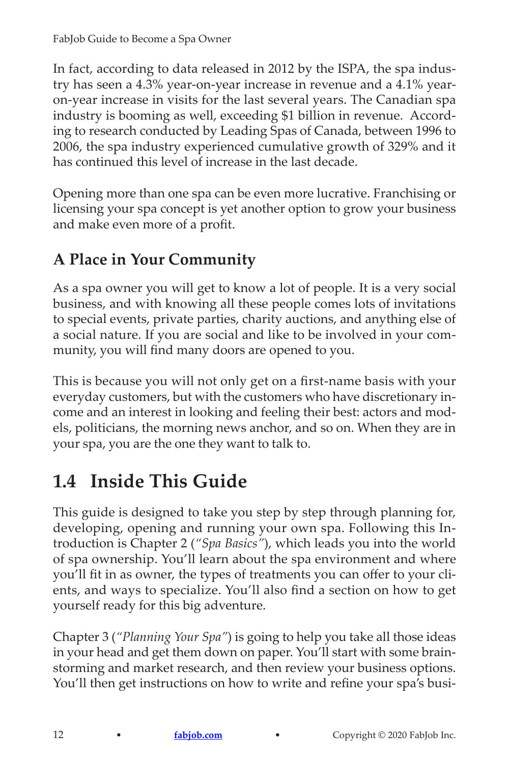In fact, according to data released in 2012 by the ISPA, the spa industry has seen a 4.3% year-on-year increase in revenue and a 4.1% year-on-year increase in visits for the last several years. The Canadian spa industry is booming as well, exceeding $1 billion in revenue. According to research conducted by Leading Spas of Canada, between 1996 to 2006, the spa industry experienced cumulative growth of 329% and it has continued this level of increase in the last decade.

Opening more than one spa can be even more lucrative. Franchising or licensing your spa concept is yet another option to grow your business and make even more of a profit.

### A Place in Your Community

As a spa owner you will get to know a lot of people. It is a very social business, and with knowing all these people comes lots of invitations to special events, private parties, charity auctions, and anything else of a social nature. If you are social and like to be involved in your community, you will find many doors are opened to you.

This is because you will not only get on a first-name basis with your everyday customers, but with the customers who have discretionary income and an interest in looking and feeling their best: actors and models, politicians, the morning news anchor, and so on. When they are in your spa, you are the one they want to talk to.

## 1.4 Inside This Guide

This guide is designed to take you step by step through planning for, developing, opening and running your own spa. Following this Introduction is Chapter 2 (*"Spa Basics"*), which leads you into the world of spa ownership. You'll learn about the spa environment and where you'll fit in as owner, the types of treatments you can offer to your clients, and ways to specialize. You'll also find a section on how to get yourself ready for this big adventure.

Chapter 3 (*"Planning Your Spa"*) is going to help you take all those ideas in your head and get them down on paper. You'll start with some brainstorming and market research, and then review your business options. You'll then get instructions on how to write and refine your spa's busi-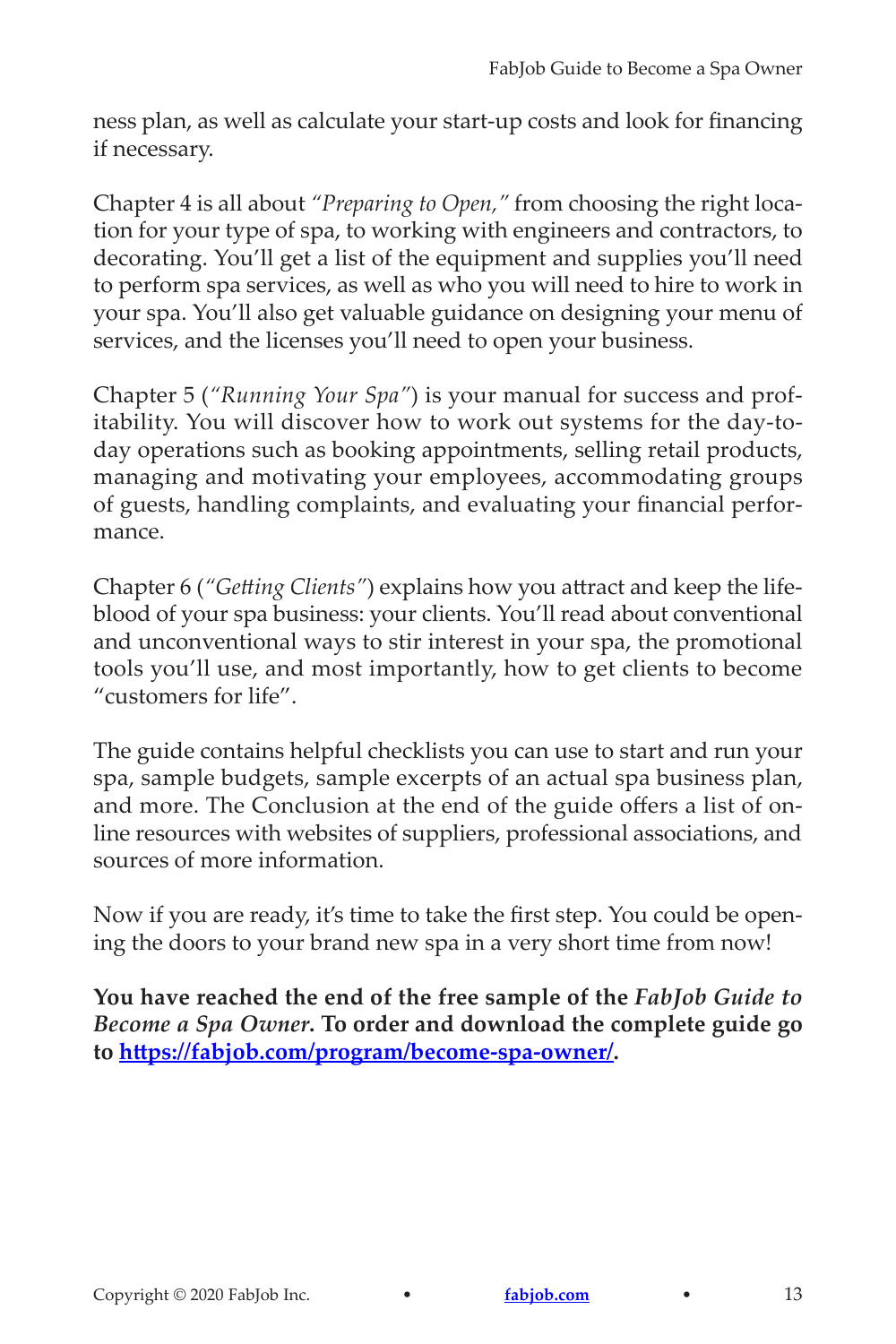ness plan, as well as calculate your start-up costs and look for financing if necessary.

Chapter 4 is all about *"Preparing to Open,"* from choosing the right location for your type of spa, to working with engineers and contractors, to decorating. You'll get a list of the equipment and supplies you'll need to perform spa services, as well as who you will need to hire to work in your spa. You'll also get valuable guidance on designing your menu of services, and the licenses you'll need to open your business.

Chapter 5 (*"Running Your Spa"*) is your manual for success and profitability. You will discover how to work out systems for the day-to-day operations such as booking appointments, selling retail products, managing and motivating your employees, accommodating groups of guests, handling complaints, and evaluating your financial performance.

Chapter 6 (*"Getting Clients"*) explains how you attract and keep the lifeblood of your spa business: your clients. You'll read about conventional and unconventional ways to stir interest in your spa, the promotional tools you'll use, and most importantly, how to get clients to become "customers for life".

The guide contains helpful checklists you can use to start and run your spa, sample budgets, sample excerpts of an actual spa business plan, and more. The Conclusion at the end of the guide offers a list of online resources with websites of suppliers, professional associations, and sources of more information.

Now if you are ready, it's time to take the first step. You could be opening the doors to your brand new spa in a very short time from now!

**You have reached the end of the free sample of the *FabJob Guide to Become a Spa Owner*. To order and download the complete guide go to [https://fabjob.com/program/become-spa-owner/](https://fabjob.com/program/become-spa-owner/).**